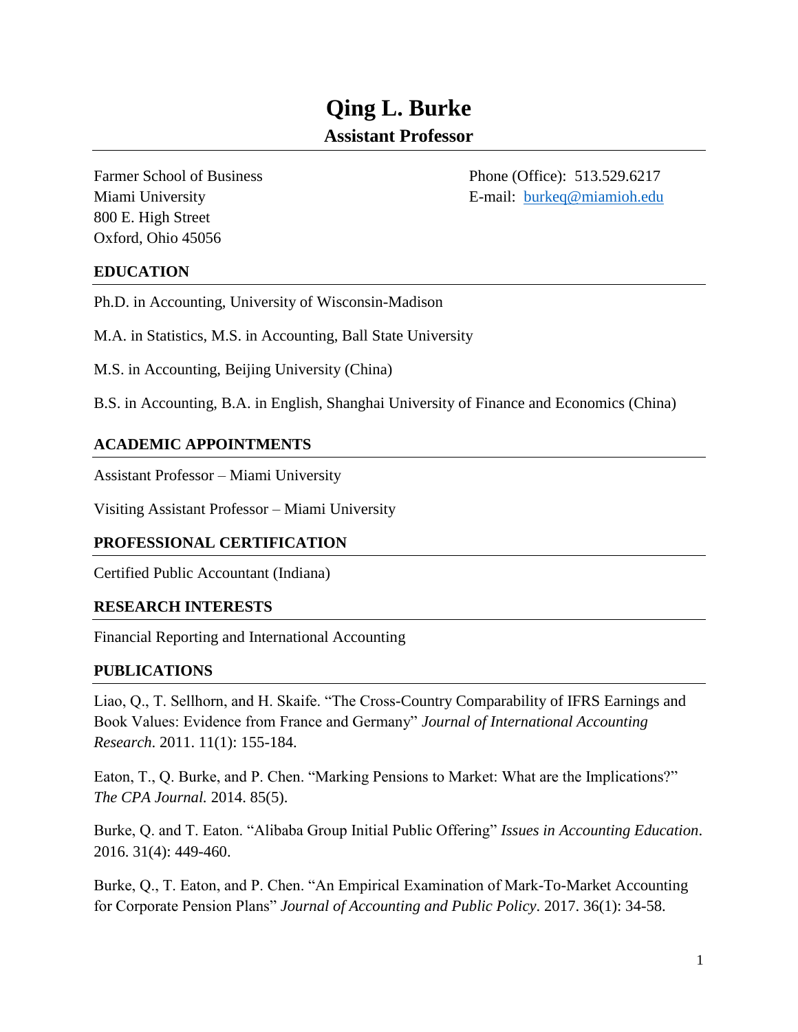# Qing L. Burke

## Assistant Professor

Farmer School of Business
Miami University
800 E. High Street
Oxford, Ohio 45056

Phone (Office): 513.529.6217
E-mail: burkeq@miamioh.edu

## EDUCATION

Ph.D. in Accounting, University of Wisconsin-Madison

M.A. in Statistics, M.S. in Accounting, Ball State University

M.S. in Accounting, Beijing University (China)

B.S. in Accounting, B.A. in English, Shanghai University of Finance and Economics (China)

## ACADEMIC APPOINTMENTS

Assistant Professor – Miami University

Visiting Assistant Professor – Miami University

## PROFESSIONAL CERTIFICATION

Certified Public Accountant (Indiana)

## RESEARCH INTERESTS

Financial Reporting and International Accounting

## PUBLICATIONS

Liao, Q., T. Sellhorn, and H. Skaife. "The Cross-Country Comparability of IFRS Earnings and Book Values: Evidence from France and Germany" *Journal of International Accounting Research.* 2011. 11(1): 155-184.

Eaton, T., Q. Burke, and P. Chen. "Marking Pensions to Market: What are the Implications?" *The CPA Journal.* 2014. 85(5).

Burke, Q. and T. Eaton. "Alibaba Group Initial Public Offering" *Issues in Accounting Education*. 2016. 31(4): 449-460.

Burke, Q., T. Eaton, and P. Chen. "An Empirical Examination of Mark-To-Market Accounting for Corporate Pension Plans" *Journal of Accounting and Public Policy*. 2017. 36(1): 34-58.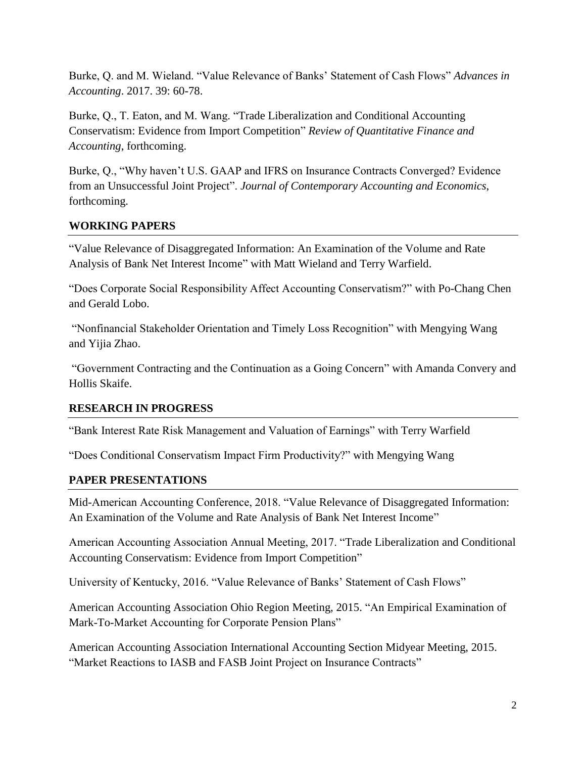Burke, Q. and M. Wieland. "Value Relevance of Banks' Statement of Cash Flows" *Advances in Accounting*. 2017. 39: 60-78.

Burke, Q., T. Eaton, and M. Wang. "Trade Liberalization and Conditional Accounting Conservatism: Evidence from Import Competition" *Review of Quantitative Finance and Accounting*, forthcoming.

Burke, Q., "Why haven't U.S. GAAP and IFRS on Insurance Contracts Converged? Evidence from an Unsuccessful Joint Project". *Journal of Contemporary Accounting and Economics,* forthcoming.

## WORKING PAPERS

"Value Relevance of Disaggregated Information: An Examination of the Volume and Rate Analysis of Bank Net Interest Income" with Matt Wieland and Terry Warfield.

"Does Corporate Social Responsibility Affect Accounting Conservatism?" with Po-Chang Chen and Gerald Lobo.

"Nonfinancial Stakeholder Orientation and Timely Loss Recognition" with Mengying Wang and Yijia Zhao.

"Government Contracting and the Continuation as a Going Concern" with Amanda Convery and Hollis Skaife.

## RESEARCH IN PROGRESS

"Bank Interest Rate Risk Management and Valuation of Earnings" with Terry Warfield

"Does Conditional Conservatism Impact Firm Productivity?" with Mengying Wang

## PAPER PRESENTATIONS

Mid-American Accounting Conference, 2018. "Value Relevance of Disaggregated Information: An Examination of the Volume and Rate Analysis of Bank Net Interest Income"

American Accounting Association Annual Meeting, 2017. "Trade Liberalization and Conditional Accounting Conservatism: Evidence from Import Competition"

University of Kentucky, 2016. "Value Relevance of Banks' Statement of Cash Flows"

American Accounting Association Ohio Region Meeting, 2015. "An Empirical Examination of Mark-To-Market Accounting for Corporate Pension Plans"

American Accounting Association International Accounting Section Midyear Meeting, 2015. "Market Reactions to IASB and FASB Joint Project on Insurance Contracts"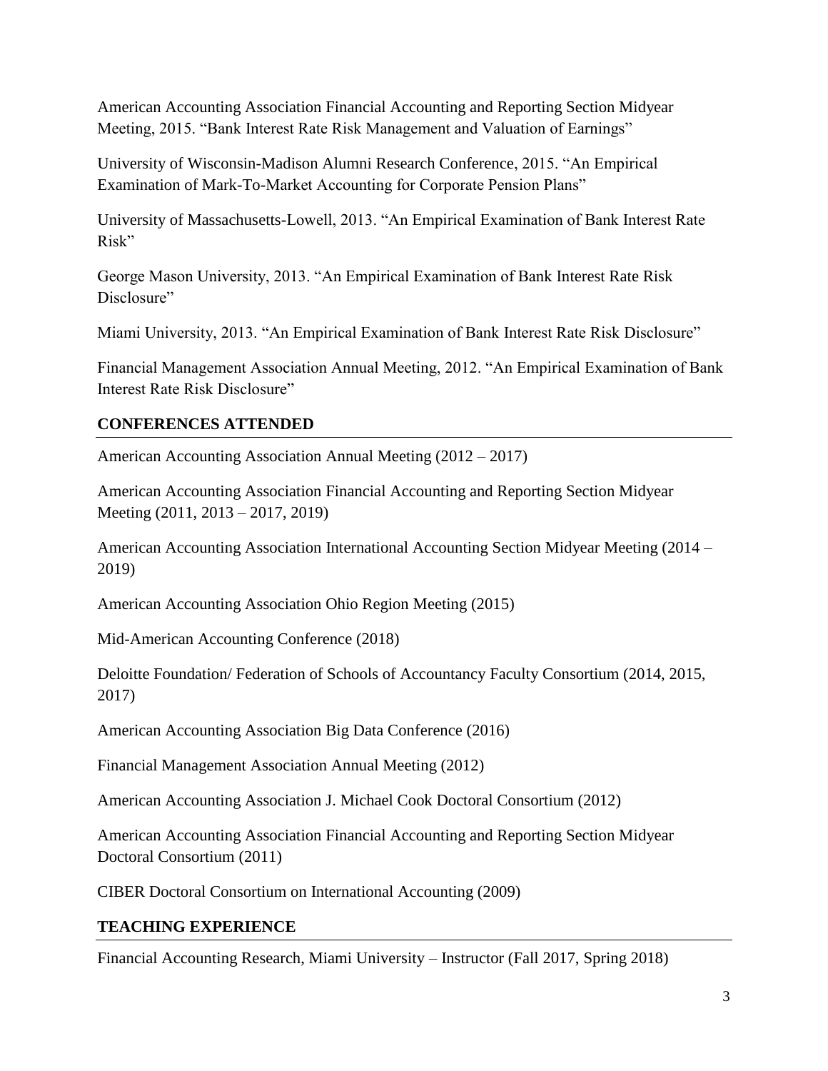American Accounting Association Financial Accounting and Reporting Section Midyear Meeting, 2015. “Bank Interest Rate Risk Management and Valuation of Earnings”

University of Wisconsin-Madison Alumni Research Conference, 2015. “An Empirical Examination of Mark-To-Market Accounting for Corporate Pension Plans”

University of Massachusetts-Lowell, 2013. “An Empirical Examination of Bank Interest Rate Risk”

George Mason University, 2013. “An Empirical Examination of Bank Interest Rate Risk Disclosure”

Miami University, 2013. “An Empirical Examination of Bank Interest Rate Risk Disclosure”

Financial Management Association Annual Meeting, 2012. “An Empirical Examination of Bank Interest Rate Risk Disclosure”

## CONFERENCES ATTENDED

American Accounting Association Annual Meeting (2012 – 2017)

American Accounting Association Financial Accounting and Reporting Section Midyear Meeting (2011, 2013 – 2017, 2019)

American Accounting Association International Accounting Section Midyear Meeting (2014 – 2019)

American Accounting Association Ohio Region Meeting (2015)

Mid-American Accounting Conference (2018)

Deloitte Foundation/ Federation of Schools of Accountancy Faculty Consortium (2014, 2015, 2017)

American Accounting Association Big Data Conference (2016)

Financial Management Association Annual Meeting (2012)

American Accounting Association J. Michael Cook Doctoral Consortium (2012)

American Accounting Association Financial Accounting and Reporting Section Midyear Doctoral Consortium (2011)

CIBER Doctoral Consortium on International Accounting (2009)

## TEACHING EXPERIENCE

Financial Accounting Research, Miami University – Instructor (Fall 2017, Spring 2018)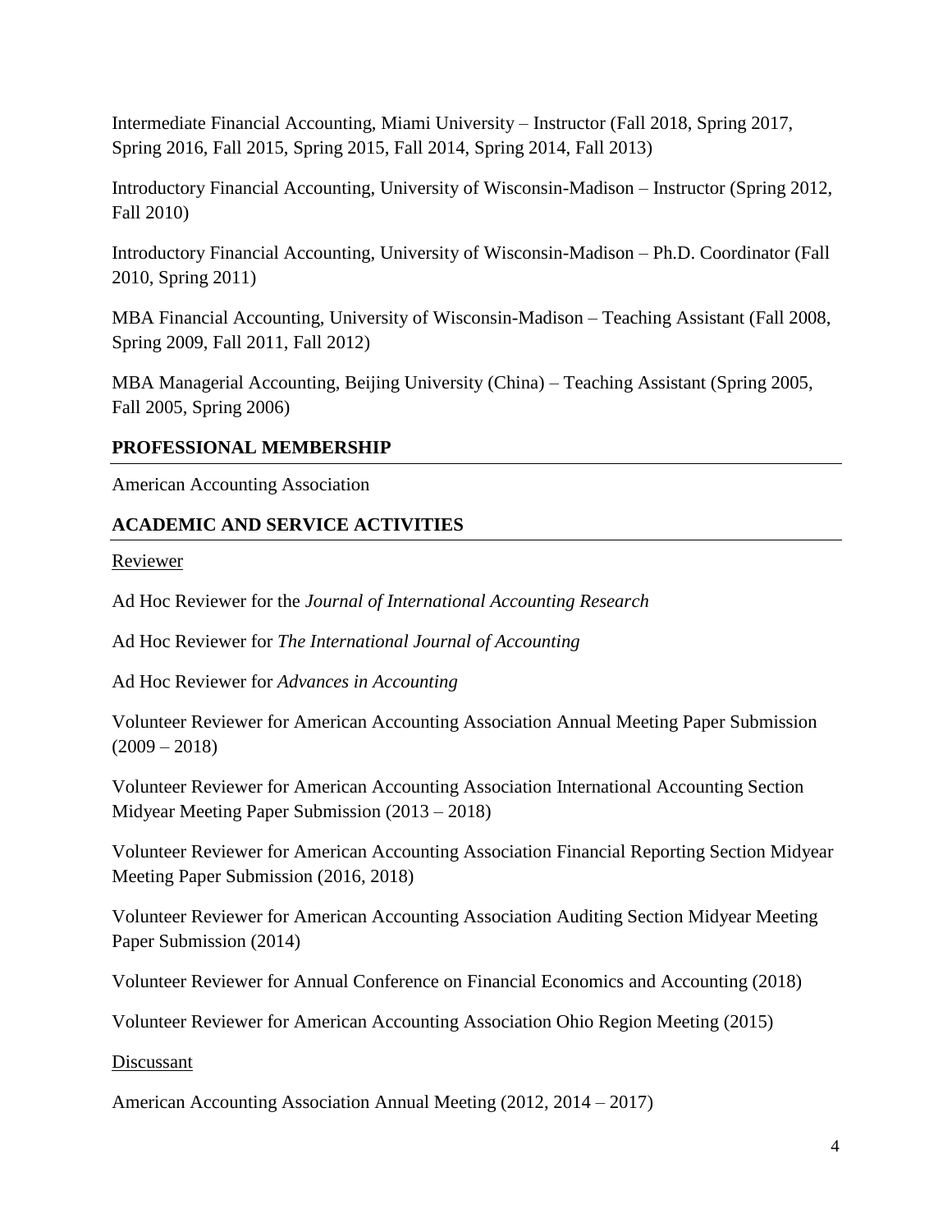Intermediate Financial Accounting, Miami University – Instructor (Fall 2018, Spring 2017, Spring 2016, Fall 2015, Spring 2015, Fall 2014, Spring 2014, Fall 2013)

Introductory Financial Accounting, University of Wisconsin-Madison – Instructor (Spring 2012, Fall 2010)

Introductory Financial Accounting, University of Wisconsin-Madison – Ph.D. Coordinator (Fall 2010, Spring 2011)

MBA Financial Accounting, University of Wisconsin-Madison – Teaching Assistant (Fall 2008, Spring 2009, Fall 2011, Fall 2012)

MBA Managerial Accounting, Beijing University (China) – Teaching Assistant (Spring 2005, Fall 2005, Spring 2006)

## PROFESSIONAL MEMBERSHIP

American Accounting Association

## ACADEMIC AND SERVICE ACTIVITIES

<u>Reviewer</u>

Ad Hoc Reviewer for the *Journal of International Accounting Research*

Ad Hoc Reviewer for *The International Journal of Accounting*

Ad Hoc Reviewer for *Advances in Accounting*

Volunteer Reviewer for American Accounting Association Annual Meeting Paper Submission (2009 – 2018)

Volunteer Reviewer for American Accounting Association International Accounting Section Midyear Meeting Paper Submission (2013 – 2018)

Volunteer Reviewer for American Accounting Association Financial Reporting Section Midyear Meeting Paper Submission (2016, 2018)

Volunteer Reviewer for American Accounting Association Auditing Section Midyear Meeting Paper Submission (2014)

Volunteer Reviewer for Annual Conference on Financial Economics and Accounting (2018)

Volunteer Reviewer for American Accounting Association Ohio Region Meeting (2015)

<u>Discussant</u>

American Accounting Association Annual Meeting (2012, 2014 – 2017)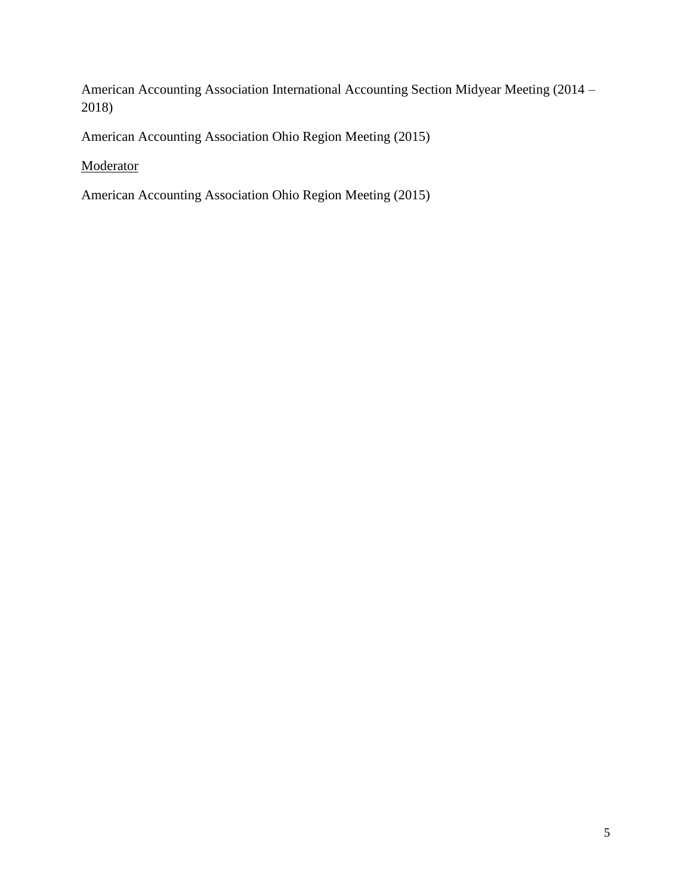American Accounting Association International Accounting Section Midyear Meeting (2014 – 2018)

American Accounting Association Ohio Region Meeting (2015)

<u>Moderator</u>

American Accounting Association Ohio Region Meeting (2015)